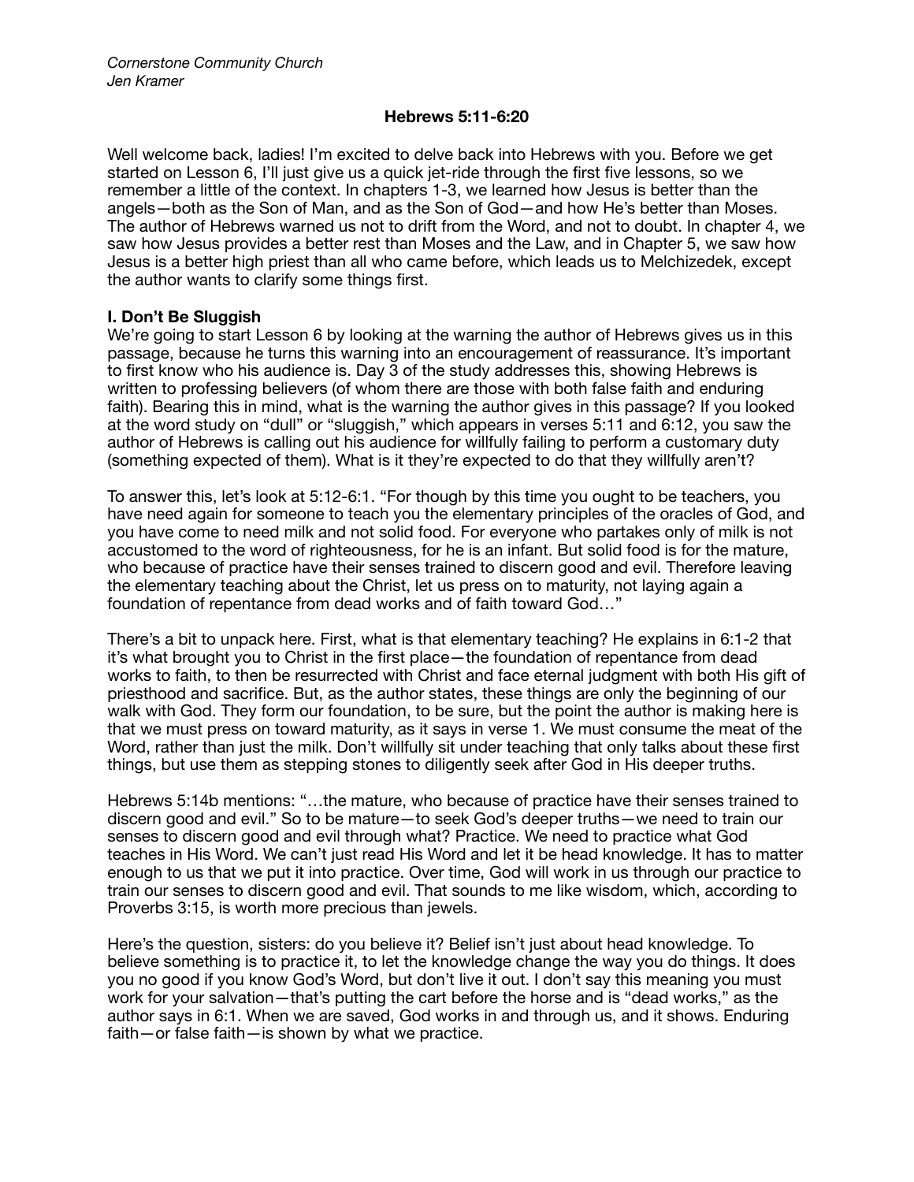*Cornerstone Community Church*
*Jen Kramer*

# Hebrews 5:11-6:20

Well welcome back, ladies! I'm excited to delve back into Hebrews with you. Before we get started on Lesson 6, I'll just give us a quick jet-ride through the first five lessons, so we remember a little of the context. In chapters 1-3, we learned how Jesus is better than the angels—both as the Son of Man, and as the Son of God—and how He's better than Moses. The author of Hebrews warned us not to drift from the Word, and not to doubt. In chapter 4, we saw how Jesus provides a better rest than Moses and the Law, and in Chapter 5, we saw how Jesus is a better high priest than all who came before, which leads us to Melchizedek, except the author wants to clarify some things first.

## I. Don't Be Sluggish

We're going to start Lesson 6 by looking at the warning the author of Hebrews gives us in this passage, because he turns this warning into an encouragement of reassurance. It's important to first know who his audience is. Day 3 of the study addresses this, showing Hebrews is written to professing believers (of whom there are those with both false faith and enduring faith). Bearing this in mind, what is the warning the author gives in this passage? If you looked at the word study on "dull" or "sluggish," which appears in verses 5:11 and 6:12, you saw the author of Hebrews is calling out his audience for willfully failing to perform a customary duty (something expected of them). What is it they're expected to do that they willfully aren't?

To answer this, let's look at 5:12-6:1. "For though by this time you ought to be teachers, you have need again for someone to teach you the elementary principles of the oracles of God, and you have come to need milk and not solid food. For everyone who partakes only of milk is not accustomed to the word of righteousness, for he is an infant. But solid food is for the mature, who because of practice have their senses trained to discern good and evil. Therefore leaving the elementary teaching about the Christ, let us press on to maturity, not laying again a foundation of repentance from dead works and of faith toward God…"

There's a bit to unpack here. First, what is that elementary teaching? He explains in 6:1-2 that it's what brought you to Christ in the first place—the foundation of repentance from dead works to faith, to then be resurrected with Christ and face eternal judgment with both His gift of priesthood and sacrifice. But, as the author states, these things are only the beginning of our walk with God. They form our foundation, to be sure, but the point the author is making here is that we must press on toward maturity, as it says in verse 1. We must consume the meat of the Word, rather than just the milk. Don't willfully sit under teaching that only talks about these first things, but use them as stepping stones to diligently seek after God in His deeper truths.

Hebrews 5:14b mentions: "…the mature, who because of practice have their senses trained to discern good and evil." So to be mature—to seek God's deeper truths—we need to train our senses to discern good and evil through what? Practice. We need to practice what God teaches in His Word. We can't just read His Word and let it be head knowledge. It has to matter enough to us that we put it into practice. Over time, God will work in us through our practice to train our senses to discern good and evil. That sounds to me like wisdom, which, according to Proverbs 3:15, is worth more precious than jewels.

Here's the question, sisters: do you believe it? Belief isn't just about head knowledge. To believe something is to practice it, to let the knowledge change the way you do things. It does you no good if you know God's Word, but don't live it out. I don't say this meaning you must work for your salvation—that's putting the cart before the horse and is "dead works," as the author says in 6:1. When we are saved, God works in and through us, and it shows. Enduring faith—or false faith—is shown by what we practice.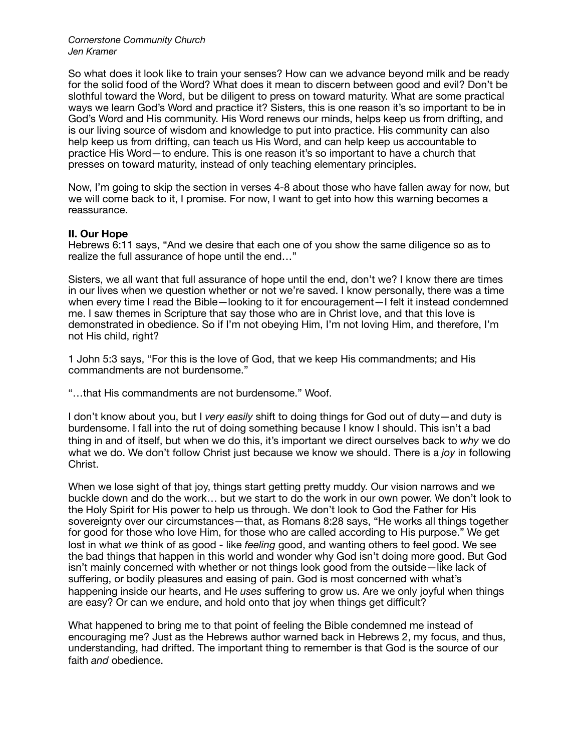So what does it look like to train your senses? How can we advance beyond milk and be ready for the solid food of the Word? What does it mean to discern between good and evil? Don't be slothful toward the Word, but be diligent to press on toward maturity. What are some practical ways we learn God's Word and practice it? Sisters, this is one reason it's so important to be in God's Word and His community. His Word renews our minds, helps keep us from drifting, and is our living source of wisdom and knowledge to put into practice. His community can also help keep us from drifting, can teach us His Word, and can help keep us accountable to practice His Word—to endure. This is one reason it's so important to have a church that presses on toward maturity, instead of only teaching elementary principles.

Now, I'm going to skip the section in verses 4-8 about those who have fallen away for now, but we will come back to it, I promise. For now, I want to get into how this warning becomes a reassurance.

**II. Our Hope**

Hebrews 6:11 says, "And we desire that each one of you show the same diligence so as to realize the full assurance of hope until the end…"

Sisters, we all want that full assurance of hope until the end, don't we? I know there are times in our lives when we question whether or not we're saved. I know personally, there was a time when every time I read the Bible—looking to it for encouragement—I felt it instead condemned me. I saw themes in Scripture that say those who are in Christ love, and that this love is demonstrated in obedience. So if I'm not obeying Him, I'm not loving Him, and therefore, I'm not His child, right?

1 John 5:3 says, "For this is the love of God, that we keep His commandments; and His commandments are not burdensome."

"…that His commandments are not burdensome." Woof.

I don't know about you, but I *very easily* shift to doing things for God out of duty—and duty is burdensome. I fall into the rut of doing something because I know I should. This isn't a bad thing in and of itself, but when we do this, it's important we direct ourselves back to *why* we do what we do. We don't follow Christ just because we know we should. There is a *joy* in following Christ.

When we lose sight of that joy, things start getting pretty muddy. Our vision narrows and we buckle down and do the work… but we start to do the work in our own power. We don't look to the Holy Spirit for His power to help us through. We don't look to God the Father for His sovereignty over our circumstances—that, as Romans 8:28 says, "He works all things together for good for those who love Him, for those who are called according to His purpose." We get lost in what *we* think of as good - like *feeling* good, and wanting others to feel good. We see the bad things that happen in this world and wonder why God isn't doing more good. But God isn't mainly concerned with whether or not things look good from the outside—like lack of suffering, or bodily pleasures and easing of pain. God is most concerned with what's happening inside our hearts, and He *uses* suffering to grow us. Are we only joyful when things are easy? Or can we endure, and hold onto that joy when things get difficult?

What happened to bring me to that point of feeling the Bible condemned me instead of encouraging me? Just as the Hebrews author warned back in Hebrews 2, my focus, and thus, understanding, had drifted. The important thing to remember is that God is the source of our faith *and* obedience.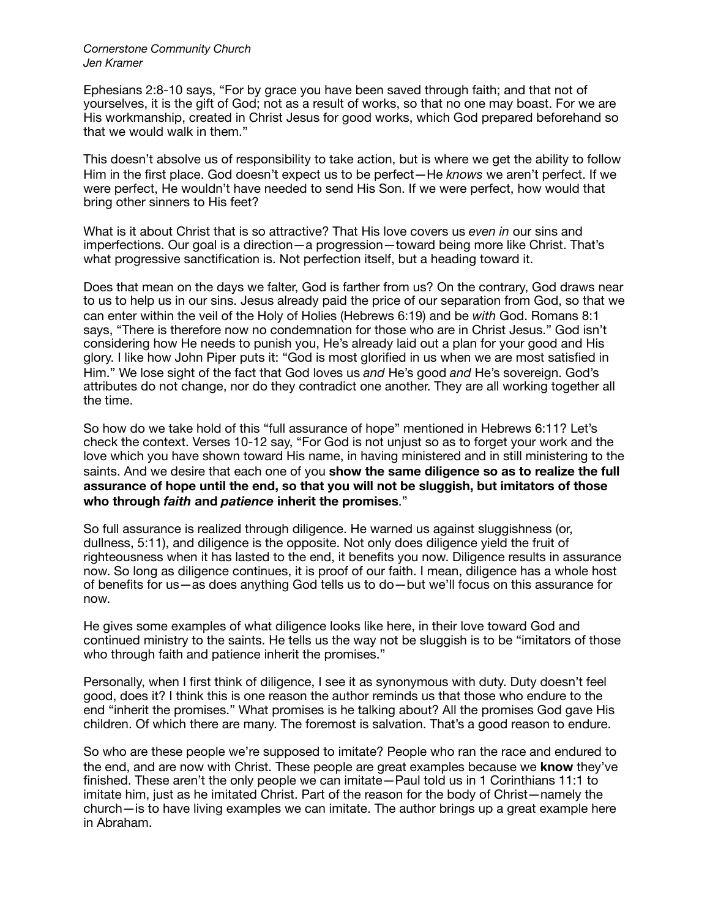*Cornerstone Community Church*
*Jen Kramer*

Ephesians 2:8-10 says, "For by grace you have been saved through faith; and that not of yourselves, it is the gift of God; not as a result of works, so that no one may boast. For we are His workmanship, created in Christ Jesus for good works, which God prepared beforehand so that we would walk in them."

This doesn't absolve us of responsibility to take action, but is where we get the ability to follow Him in the first place. God doesn't expect us to be perfect—He *knows* we aren't perfect. If we were perfect, He wouldn't have needed to send His Son. If we were perfect, how would that bring other sinners to His feet?

What is it about Christ that is so attractive? That His love covers us *even in* our sins and imperfections. Our goal is a direction—a progression—toward being more like Christ. That's what progressive sanctification is. Not perfection itself, but a heading toward it.

Does that mean on the days we falter, God is farther from us? On the contrary, God draws near to us to help us in our sins. Jesus already paid the price of our separation from God, so that we can enter within the veil of the Holy of Holies (Hebrews 6:19) and be *with* God. Romans 8:1 says, "There is therefore now no condemnation for those who are in Christ Jesus." God isn't considering how He needs to punish you, He's already laid out a plan for your good and His glory. I like how John Piper puts it: "God is most glorified in us when we are most satisfied in Him." We lose sight of the fact that God loves us *and* He's good *and* He's sovereign. God's attributes do not change, nor do they contradict one another. They are all working together all the time.

So how do we take hold of this "full assurance of hope" mentioned in Hebrews 6:11? Let's check the context. Verses 10-12 say, "For God is not unjust so as to forget your work and the love which you have shown toward His name, in having ministered and in still ministering to the saints. And we desire that each one of you **show the same diligence so as to realize the full assurance of hope until the end, so that you will not be sluggish, but imitators of those who through *faith* and *patience* inherit the promises**."

So full assurance is realized through diligence. He warned us against sluggishness (or, dullness, 5:11), and diligence is the opposite. Not only does diligence yield the fruit of righteousness when it has lasted to the end, it benefits you now. Diligence results in assurance now. So long as diligence continues, it is proof of our faith. I mean, diligence has a whole host of benefits for us—as does anything God tells us to do—but we'll focus on this assurance for now.

He gives some examples of what diligence looks like here, in their love toward God and continued ministry to the saints. He tells us the way not be sluggish is to be "imitators of those who through faith and patience inherit the promises."

Personally, when I first think of diligence, I see it as synonymous with duty. Duty doesn't feel good, does it? I think this is one reason the author reminds us that those who endure to the end "inherit the promises." What promises is he talking about? All the promises God gave His children. Of which there are many. The foremost is salvation. That's a good reason to endure.

So who are these people we're supposed to imitate? People who ran the race and endured to the end, and are now with Christ. These people are great examples because we **know** they've finished. These aren't the only people we can imitate—Paul told us in 1 Corinthians 11:1 to imitate him, just as he imitated Christ. Part of the reason for the body of Christ—namely the church—is to have living examples we can imitate. The author brings up a great example here in Abraham.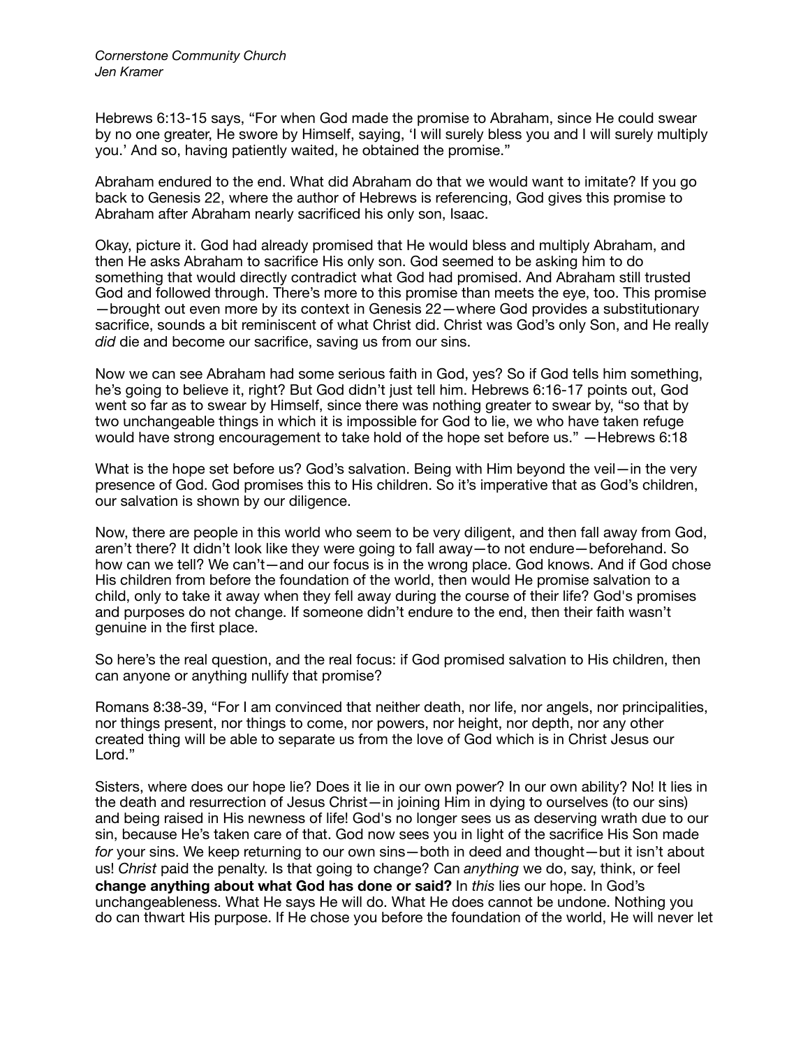Hebrews 6:13-15 says, “For when God made the promise to Abraham, since He could swear by no one greater, He swore by Himself, saying, ‘I will surely bless you and I will surely multiply you.’ And so, having patiently waited, he obtained the promise.”

Abraham endured to the end. What did Abraham do that we would want to imitate? If you go back to Genesis 22, where the author of Hebrews is referencing, God gives this promise to Abraham after Abraham nearly sacrificed his only son, Isaac.

Okay, picture it. God had already promised that He would bless and multiply Abraham, and then He asks Abraham to sacrifice His only son. God seemed to be asking him to do something that would directly contradict what God had promised. And Abraham still trusted God and followed through. There’s more to this promise than meets the eye, too. This promise —brought out even more by its context in Genesis 22—where God provides a substitutionary sacrifice, sounds a bit reminiscent of what Christ did. Christ was God’s only Son, and He really *did* die and become our sacrifice, saving us from our sins.

Now we can see Abraham had some serious faith in God, yes? So if God tells him something, he’s going to believe it, right? But God didn’t just tell him. Hebrews 6:16-17 points out, God went so far as to swear by Himself, since there was nothing greater to swear by, “so that by two unchangeable things in which it is impossible for God to lie, we who have taken refuge would have strong encouragement to take hold of the hope set before us.” —Hebrews 6:18

What is the hope set before us? God’s salvation. Being with Him beyond the veil—in the very presence of God. God promises this to His children. So it’s imperative that as God’s children, our salvation is shown by our diligence.

Now, there are people in this world who seem to be very diligent, and then fall away from God, aren’t there? It didn’t look like they were going to fall away—to not endure—beforehand. So how can we tell? We can’t—and our focus is in the wrong place. God knows. And if God chose His children from before the foundation of the world, then would He promise salvation to a child, only to take it away when they fell away during the course of their life? God's promises and purposes do not change. If someone didn’t endure to the end, then their faith wasn’t genuine in the first place.

So here’s the real question, and the real focus: if God promised salvation to His children, then can anyone or anything nullify that promise?

Romans 8:38-39, “For I am convinced that neither death, nor life, nor angels, nor principalities, nor things present, nor things to come, nor powers, nor height, nor depth, nor any other created thing will be able to separate us from the love of God which is in Christ Jesus our Lord.”

Sisters, where does our hope lie? Does it lie in our own power? In our own ability? No! It lies in the death and resurrection of Jesus Christ—in joining Him in dying to ourselves (to our sins) and being raised in His newness of life! God's no longer sees us as deserving wrath due to our sin, because He’s taken care of that. God now sees you in light of the sacrifice His Son made *for* your sins. We keep returning to our own sins—both in deed and thought—but it isn’t about us! *Christ* paid the penalty. Is that going to change? Can *anything* we do, say, think, or feel **change anything about what God has done or said?** In *this* lies our hope. In God’s unchangeableness. What He says He will do. What He does cannot be undone. Nothing you do can thwart His purpose. If He chose you before the foundation of the world, He will never let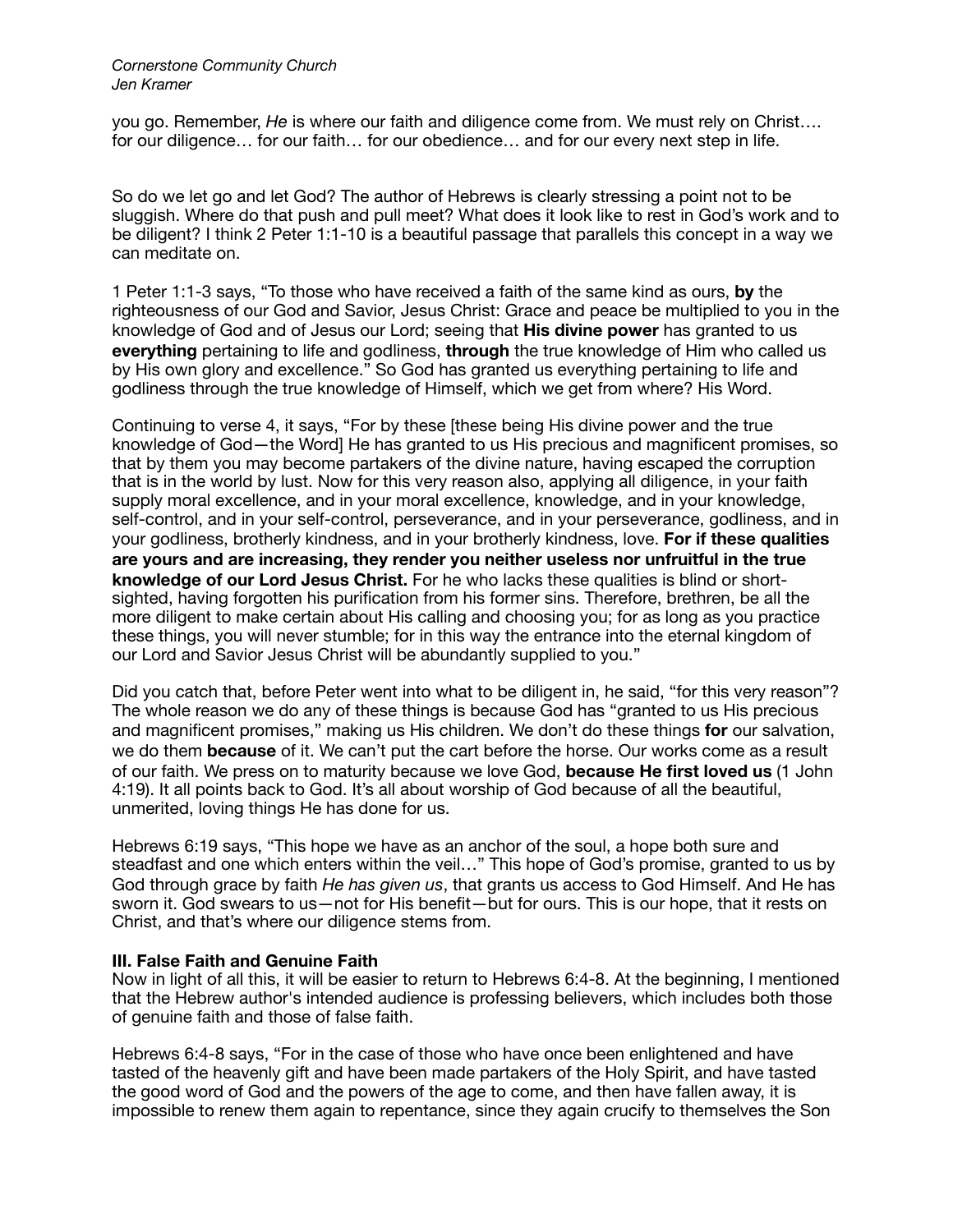you go. Remember, *He* is where our faith and diligence come from. We must rely on Christ…. for our diligence… for our faith… for our obedience… and for our every next step in life.

So do we let go and let God? The author of Hebrews is clearly stressing a point not to be sluggish. Where do that push and pull meet? What does it look like to rest in God's work and to be diligent? I think 2 Peter 1:1-10 is a beautiful passage that parallels this concept in a way we can meditate on.

1 Peter 1:1-3 says, "To those who have received a faith of the same kind as ours, **by** the righteousness of our God and Savior, Jesus Christ: Grace and peace be multiplied to you in the knowledge of God and of Jesus our Lord; seeing that **His divine power** has granted to us **everything** pertaining to life and godliness, **through** the true knowledge of Him who called us by His own glory and excellence." So God has granted us everything pertaining to life and godliness through the true knowledge of Himself, which we get from where? His Word.

Continuing to verse 4, it says, "For by these [these being His divine power and the true knowledge of God—the Word] He has granted to us His precious and magnificent promises, so that by them you may become partakers of the divine nature, having escaped the corruption that is in the world by lust. Now for this very reason also, applying all diligence, in your faith supply moral excellence, and in your moral excellence, knowledge, and in your knowledge, self-control, and in your self-control, perseverance, and in your perseverance, godliness, and in your godliness, brotherly kindness, and in your brotherly kindness, love. **For if these qualities are yours and are increasing, they render you neither useless nor unfruitful in the true knowledge of our Lord Jesus Christ.** For he who lacks these qualities is blind or short-sighted, having forgotten his purification from his former sins. Therefore, brethren, be all the more diligent to make certain about His calling and choosing you; for as long as you practice these things, you will never stumble; for in this way the entrance into the eternal kingdom of our Lord and Savior Jesus Christ will be abundantly supplied to you."

Did you catch that, before Peter went into what to be diligent in, he said, "for this very reason"? The whole reason we do any of these things is because God has "granted to us His precious and magnificent promises," making us His children. We don't do these things **for** our salvation, we do them **because** of it. We can't put the cart before the horse. Our works come as a result of our faith. We press on to maturity because we love God, **because He first loved us** (1 John 4:19). It all points back to God. It's all about worship of God because of all the beautiful, unmerited, loving things He has done for us.

Hebrews 6:19 says, "This hope we have as an anchor of the soul, a hope both sure and steadfast and one which enters within the veil…" This hope of God's promise, granted to us by God through grace by faith *He has given us*, that grants us access to God Himself. And He has sworn it. God swears to us—not for His benefit—but for ours. This is our hope, that it rests on Christ, and that's where our diligence stems from.

### III. False Faith and Genuine Faith

Now in light of all this, it will be easier to return to Hebrews 6:4-8. At the beginning, I mentioned that the Hebrew author's intended audience is professing believers, which includes both those of genuine faith and those of false faith.

Hebrews 6:4-8 says, "For in the case of those who have once been enlightened and have tasted of the heavenly gift and have been made partakers of the Holy Spirit, and have tasted the good word of God and the powers of the age to come, and then have fallen away, it is impossible to renew them again to repentance, since they again crucify to themselves the Son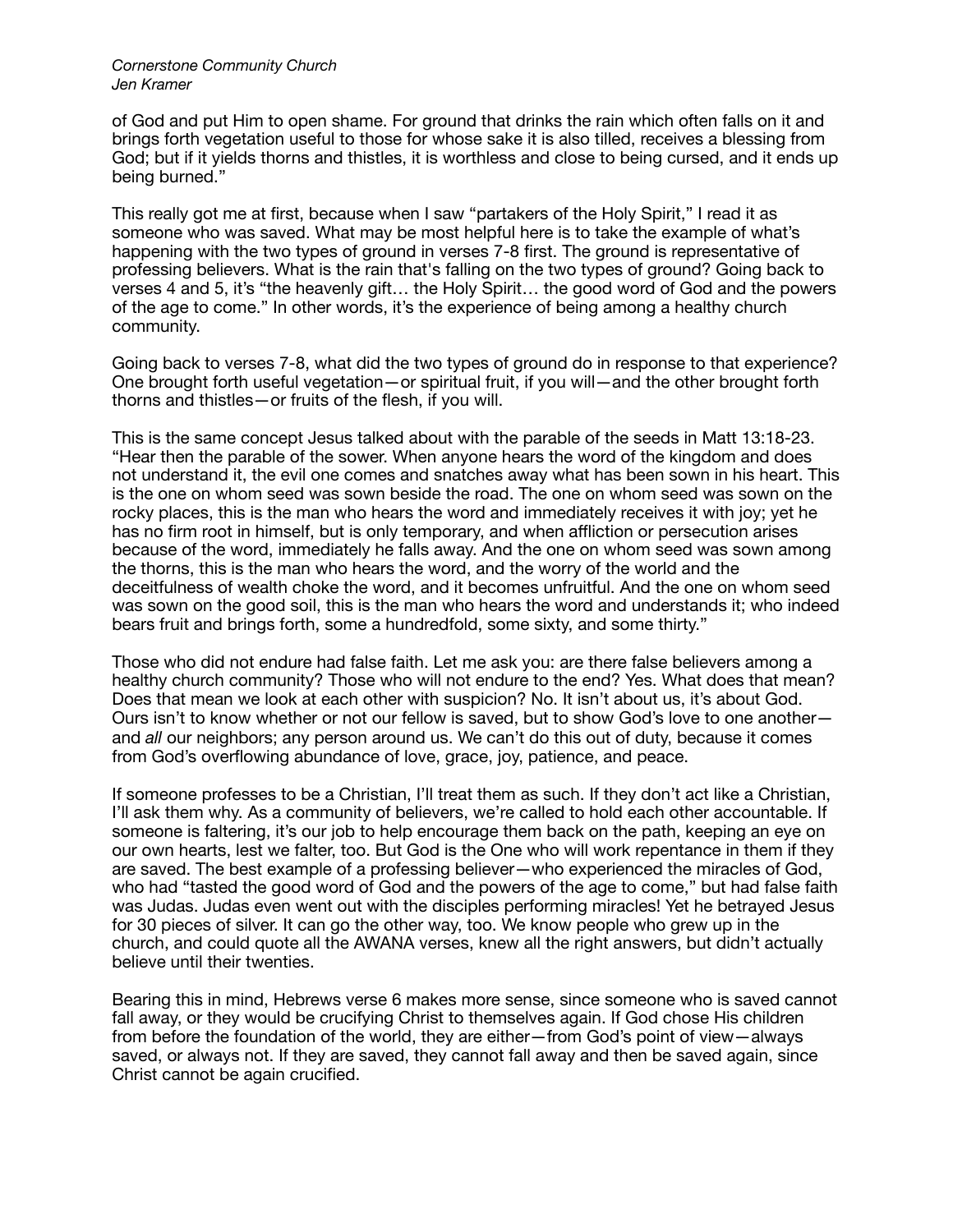of God and put Him to open shame. For ground that drinks the rain which often falls on it and brings forth vegetation useful to those for whose sake it is also tilled, receives a blessing from God; but if it yields thorns and thistles, it is worthless and close to being cursed, and it ends up being burned."

This really got me at first, because when I saw "partakers of the Holy Spirit," I read it as someone who was saved. What may be most helpful here is to take the example of what's happening with the two types of ground in verses 7-8 first. The ground is representative of professing believers. What is the rain that's falling on the two types of ground? Going back to verses 4 and 5, it's "the heavenly gift… the Holy Spirit… the good word of God and the powers of the age to come." In other words, it's the experience of being among a healthy church community.

Going back to verses 7-8, what did the two types of ground do in response to that experience? One brought forth useful vegetation—or spiritual fruit, if you will—and the other brought forth thorns and thistles—or fruits of the flesh, if you will.

This is the same concept Jesus talked about with the parable of the seeds in Matt 13:18-23. "Hear then the parable of the sower. When anyone hears the word of the kingdom and does not understand it, the evil one comes and snatches away what has been sown in his heart. This is the one on whom seed was sown beside the road. The one on whom seed was sown on the rocky places, this is the man who hears the word and immediately receives it with joy; yet he has no firm root in himself, but is only temporary, and when affliction or persecution arises because of the word, immediately he falls away. And the one on whom seed was sown among the thorns, this is the man who hears the word, and the worry of the world and the deceitfulness of wealth choke the word, and it becomes unfruitful. And the one on whom seed was sown on the good soil, this is the man who hears the word and understands it; who indeed bears fruit and brings forth, some a hundredfold, some sixty, and some thirty."

Those who did not endure had false faith. Let me ask you: are there false believers among a healthy church community? Those who will not endure to the end? Yes. What does that mean? Does that mean we look at each other with suspicion? No. It isn't about us, it's about God. Ours isn't to know whether or not our fellow is saved, but to show God's love to one another—and *all* our neighbors; any person around us. We can't do this out of duty, because it comes from God's overflowing abundance of love, grace, joy, patience, and peace.

If someone professes to be a Christian, I'll treat them as such. If they don't act like a Christian, I'll ask them why. As a community of believers, we're called to hold each other accountable. If someone is faltering, it's our job to help encourage them back on the path, keeping an eye on our own hearts, lest we falter, too. But God is the One who will work repentance in them if they are saved. The best example of a professing believer—who experienced the miracles of God, who had "tasted the good word of God and the powers of the age to come," but had false faith was Judas. Judas even went out with the disciples performing miracles! Yet he betrayed Jesus for 30 pieces of silver. It can go the other way, too. We know people who grew up in the church, and could quote all the AWANA verses, knew all the right answers, but didn't actually believe until their twenties.

Bearing this in mind, Hebrews verse 6 makes more sense, since someone who is saved cannot fall away, or they would be crucifying Christ to themselves again. If God chose His children from before the foundation of the world, they are either—from God's point of view—always saved, or always not. If they are saved, they cannot fall away and then be saved again, since Christ cannot be again crucified.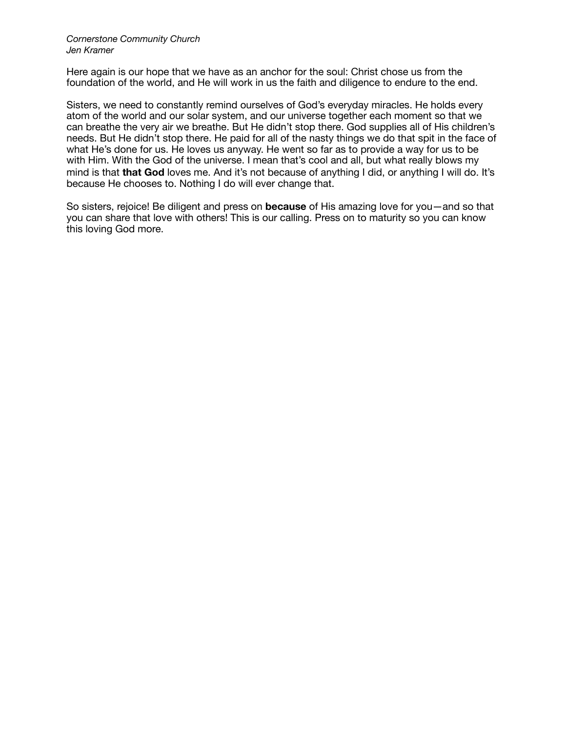Here again is our hope that we have as an anchor for the soul: Christ chose us from the foundation of the world, and He will work in us the faith and diligence to endure to the end.

Sisters, we need to constantly remind ourselves of God's everyday miracles. He holds every atom of the world and our solar system, and our universe together each moment so that we can breathe the very air we breathe. But He didn't stop there. God supplies all of His children's needs. But He didn't stop there. He paid for all of the nasty things we do that spit in the face of what He's done for us. He loves us anyway. He went so far as to provide a way for us to be with Him. With the God of the universe. I mean that's cool and all, but what really blows my mind is that **that God** loves me. And it's not because of anything I did, or anything I will do. It's because He chooses to. Nothing I do will ever change that.

So sisters, rejoice! Be diligent and press on **because** of His amazing love for you—and so that you can share that love with others! This is our calling. Press on to maturity so you can know this loving God more.